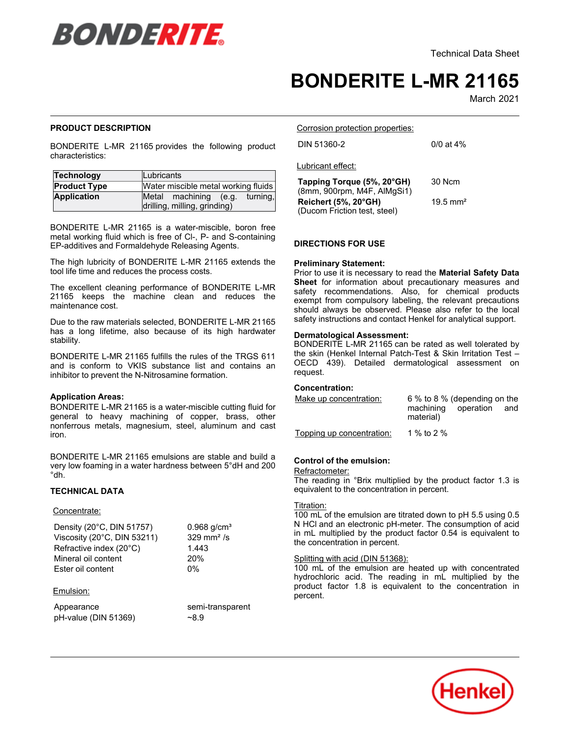BONDERITE

Technical Data Sheet

# BONDERITE L-MR 21165

March 2021

## PRODUCT DESCRIPTION

BONDERITE L-MR 21165 provides the following product characteristics:

| | |
|---|---|
| **Technology** | Lubricants |
| **Product Type** | Water miscible metal working fluids |
| **Application** | Metal machining (e.g. turning, drilling, milling, grinding) |

BONDERITE L-MR 21165 is a water-miscible, boron free metal working fluid which is free of Cl-, P- and S-containing EP-additives and Formaldehyde Releasing Agents.

The high lubricity of BONDERITE L-MR 21165 extends the tool life time and reduces the process costs.

The excellent cleaning performance of BONDERITE L-MR 21165 keeps the machine clean and reduces the maintenance cost.

Due to the raw materials selected, BONDERITE L-MR 21165 has a long lifetime, also because of its high hardwater stability.

BONDERITE L-MR 21165 fulfills the rules of the TRGS 611 and is conform to VKIS substance list and contains an inhibitor to prevent the N-Nitrosamine formation.

### Application Areas:

BONDERITE L-MR 21165 is a water-miscible cutting fluid for general to heavy machining of copper, brass, other nonferrous metals, magnesium, steel, aluminum and cast iron.

BONDERITE L-MR 21165 emulsions are stable and build a very low foaming in a water hardness between 5°dH and 200 °dh.

## TECHNICAL DATA

Concentrate:

| | |
|---|---|
| Density (20°C, DIN 51757) | 0.968 g/cm³ |
| Viscosity (20°C, DIN 53211) | 329 mm² /s |
| Refractive index (20°C) | 1.443 |
| Mineral oil content | 20% |
| Ester oil content | 0% |

Emulsion:

| | |
|---|---|
| Appearance | semi-transparent |
| pH-value (DIN 51369) | ~8.9 |

Corrosion protection properties:

| | |
|---|---|
| DIN 51360-2 | 0/0 at 4% |

Lubricant effect:

| | |
|---|---|
| **Tapping Torque (5%, 20°GH)** (8mm, 900rpm, M4F, AlMgSi1) | 30 Ncm |
| **Reichert (5%, 20°GH)** (Ducom Friction test, steel) | 19.5 mm² |

## DIRECTIONS FOR USE

### Preliminary Statement:

Prior to use it is necessary to read the **Material Safety Data Sheet** for information about precautionary measures and safety recommendations. Also, for chemical products exempt from compulsory labeling, the relevant precautions should always be observed. Please also refer to the local safety instructions and contact Henkel for analytical support.

### Dermatological Assessment:

BONDERITE L-MR 21165 can be rated as well tolerated by the skin (Henkel Internal Patch-Test & Skin Irritation Test – OECD 439). Detailed dermatological assessment on request.

### Concentration:

| | |
|---|---|
| Make up concentration: | 6 % to 8 % (depending on the machining operation and material) |
| Topping up concentration: | 1 % to 2 % |

### Control of the emulsion:

Refractometer:
The reading in °Brix multiplied by the product factor 1.3 is equivalent to the concentration in percent.

Titration:
100 mL of the emulsion are titrated down to pH 5.5 using 0.5 N HCl and an electronic pH-meter. The consumption of acid in mL multiplied by the product factor 0.54 is equivalent to the concentration in percent.

Splitting with acid (DIN 51368):
100 mL of the emulsion are heated up with concentrated hydrochloric acid. The reading in mL multiplied by the product factor 1.8 is equivalent to the concentration in percent.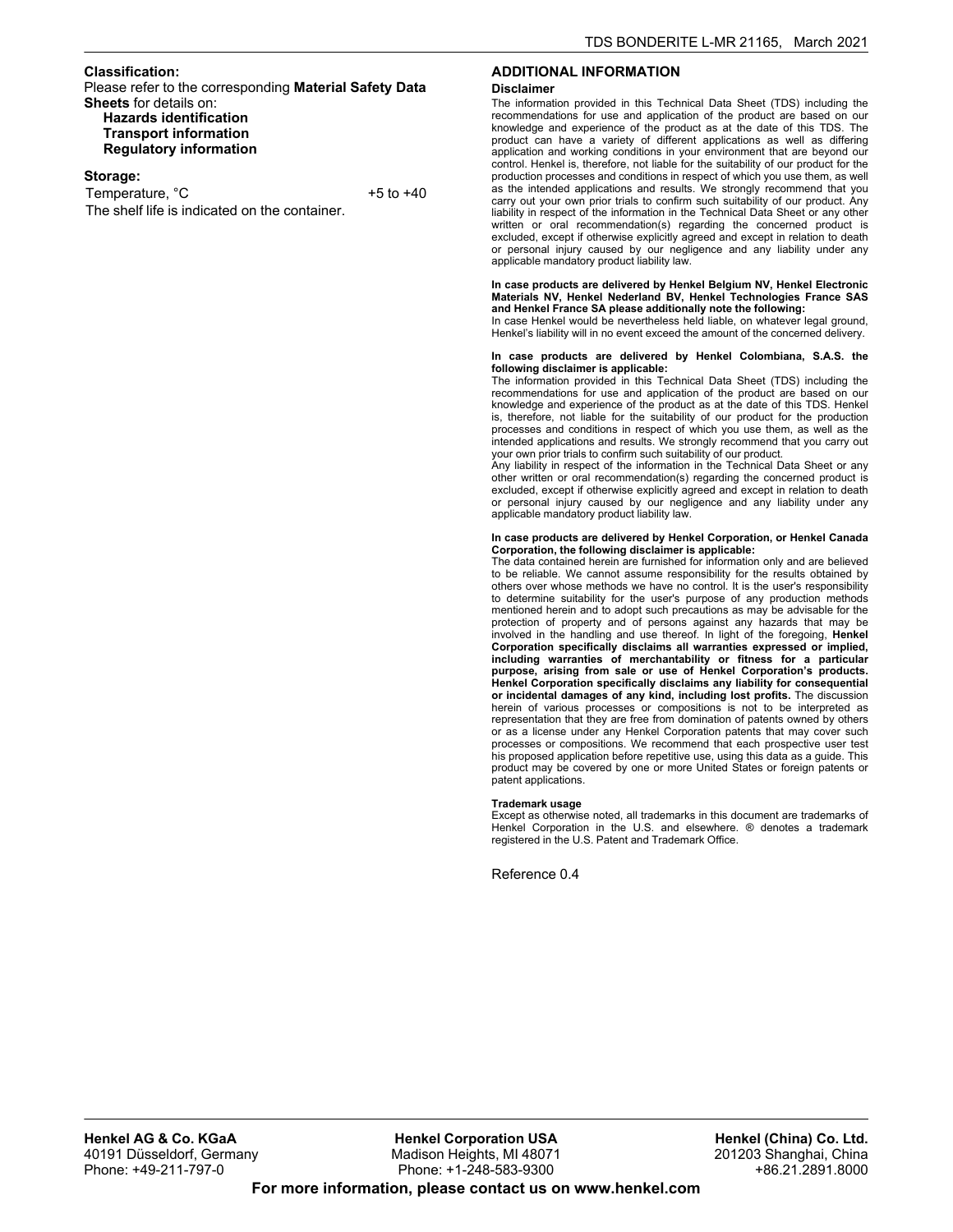**Classification:**

Please refer to the corresponding **Material Safety Data Sheets** for details on:

**Hazards identification**
**Transport information**
**Regulatory information**

**Storage:**

| | |
|---|---|
| Temperature, °C | +5 to +40 |

The shelf life is indicated on the container.

## ADDITIONAL INFORMATION

**Disclaimer**

The information provided in this Technical Data Sheet (TDS) including the recommendations for use and application of the product are based on our knowledge and experience of the product as at the date of this TDS. The product can have a variety of different applications as well as differing application and working conditions in your environment that are beyond our control. Henkel is, therefore, not liable for the suitability of our product for the production processes and conditions in respect of which you use them, as well as the intended applications and results. We strongly recommend that you carry out your own prior trials to confirm such suitability of our product. Any liability in respect of the information in the Technical Data Sheet or any other written or oral recommendation(s) regarding the concerned product is excluded, except if otherwise explicitly agreed and except in relation to death or personal injury caused by our negligence and any liability under any applicable mandatory product liability law.

**In case products are delivered by Henkel Belgium NV, Henkel Electronic Materials NV, Henkel Nederland BV, Henkel Technologies France SAS and Henkel France SA please additionally note the following:**
In case Henkel would be nevertheless held liable, on whatever legal ground, Henkel's liability will in no event exceed the amount of the concerned delivery.

**In case products are delivered by Henkel Colombiana, S.A.S. the following disclaimer is applicable:**
The information provided in this Technical Data Sheet (TDS) including the recommendations for use and application of the product are based on our knowledge and experience of the product as at the date of this TDS. Henkel is, therefore, not liable for the suitability of our product for the production processes and conditions in respect of which you use them, as well as the intended applications and results. We strongly recommend that you carry out your own prior trials to confirm such suitability of our product.
Any liability in respect of the information in the Technical Data Sheet or any other written or oral recommendation(s) regarding the concerned product is excluded, except if otherwise explicitly agreed and except in relation to death or personal injury caused by our negligence and any liability under any applicable mandatory product liability law.

**In case products are delivered by Henkel Corporation, or Henkel Canada Corporation, the following disclaimer is applicable:**
The data contained herein are furnished for information only and are believed to be reliable. We cannot assume responsibility for the results obtained by others over whose methods we have no control. It is the user's responsibility to determine suitability for the user's purpose of any production methods mentioned herein and to adopt such precautions as may be advisable for the protection of property and of persons against any hazards that may be involved in the handling and use thereof. In light of the foregoing, **Henkel Corporation specifically disclaims all warranties expressed or implied, including warranties of merchantability or fitness for a particular purpose, arising from sale or use of Henkel Corporation's products. Henkel Corporation specifically disclaims any liability for consequential or incidental damages of any kind, including lost profits.** The discussion herein of various processes or compositions is not to be interpreted as representation that they are free from domination of patents owned by others or as a license under any Henkel Corporation patents that may cover such processes or compositions. We recommend that each prospective user test his proposed application before repetitive use, using this data as a guide. This product may be covered by one or more United States or foreign patents or patent applications.

**Trademark usage**

Except as otherwise noted, all trademarks in this document are trademarks of Henkel Corporation in the U.S. and elsewhere. ® denotes a trademark registered in the U.S. Patent and Trademark Office.

Reference 0.4

**Henkel AG & Co. KGaA**
40191 Düsseldorf, Germany
Phone: +49-211-797-0

**Henkel Corporation USA**
Madison Heights, MI 48071
Phone: +1-248-583-9300

**Henkel (China) Co. Ltd.**
201203 Shanghai, China
+86.21.2891.8000

**For more information, please contact us on www.henkel.com**